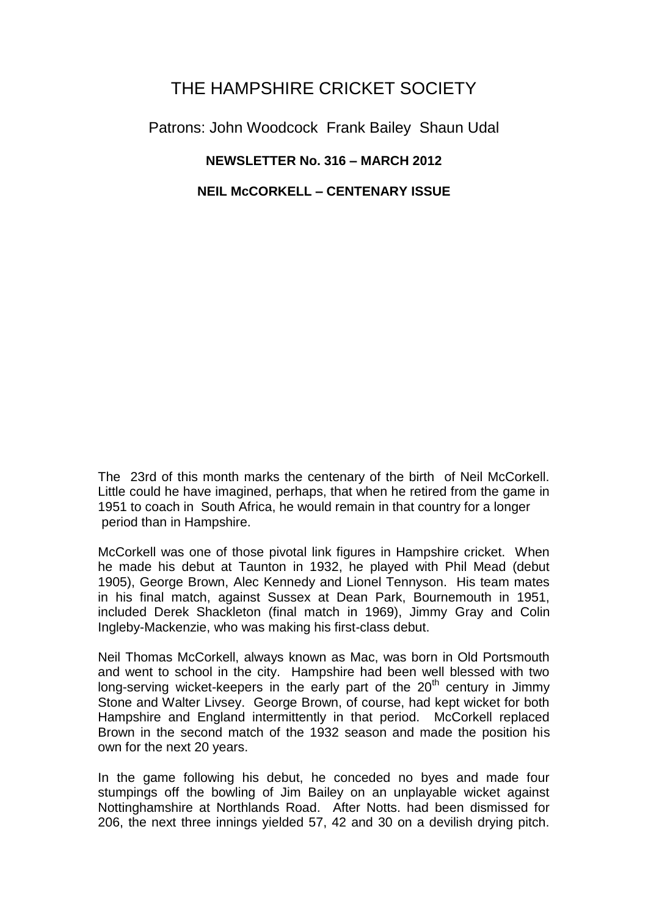# THE HAMPSHIRE CRICKET SOCIETY

Patrons: John Woodcock Frank Bailey Shaun Udal

**NEWSLETTER No. 316 – MARCH 2012**

**NEIL McCORKELL – CENTENARY ISSUE**

The 23rd of this month marks the centenary of the birth of Neil McCorkell. Little could he have imagined, perhaps, that when he retired from the game in 1951 to coach in South Africa, he would remain in that country for a longer period than in Hampshire.

McCorkell was one of those pivotal link figures in Hampshire cricket. When he made his debut at Taunton in 1932, he played with Phil Mead (debut 1905), George Brown, Alec Kennedy and Lionel Tennyson. His team mates in his final match, against Sussex at Dean Park, Bournemouth in 1951, included Derek Shackleton (final match in 1969), Jimmy Gray and Colin Ingleby-Mackenzie, who was making his first-class debut.

Neil Thomas McCorkell, always known as Mac, was born in Old Portsmouth and went to school in the city. Hampshire had been well blessed with two long-serving wicket-keepers in the early part of the 20th century in Jimmy Stone and Walter Livsey. George Brown, of course, had kept wicket for both Hampshire and England intermittently in that period. McCorkell replaced Brown in the second match of the 1932 season and made the position his own for the next 20 years.

In the game following his debut, he conceded no byes and made four stumpings off the bowling of Jim Bailey on an unplayable wicket against Nottinghamshire at Northlands Road. After Notts. had been dismissed for 206, the next three innings yielded 57, 42 and 30 on a devilish drying pitch.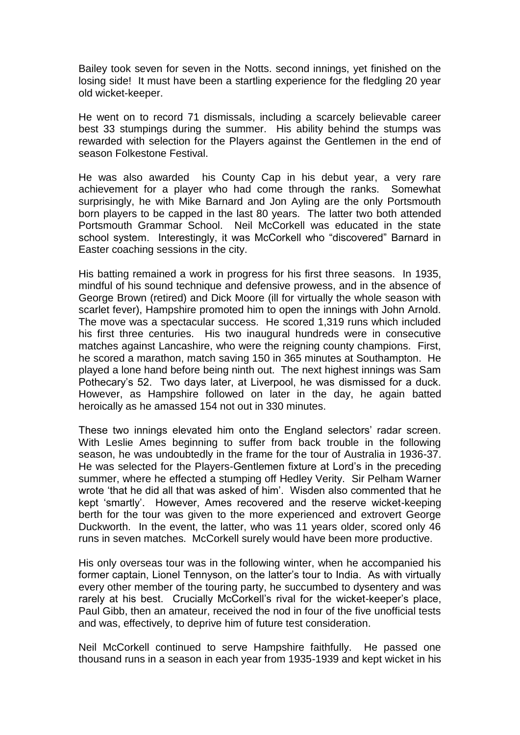Bailey took seven for seven in the Notts. second innings, yet finished on the losing side! It must have been a startling experience for the fledgling 20 year old wicket-keeper.

He went on to record 71 dismissals, including a scarcely believable career best 33 stumpings during the summer. His ability behind the stumps was rewarded with selection for the Players against the Gentlemen in the end of season Folkestone Festival.

He was also awarded his County Cap in his debut year, a very rare achievement for a player who had come through the ranks. Somewhat surprisingly, he with Mike Barnard and Jon Ayling are the only Portsmouth born players to be capped in the last 80 years. The latter two both attended Portsmouth Grammar School. Neil McCorkell was educated in the state school system. Interestingly, it was McCorkell who "discovered" Barnard in Easter coaching sessions in the city.

His batting remained a work in progress for his first three seasons. In 1935, mindful of his sound technique and defensive prowess, and in the absence of George Brown (retired) and Dick Moore (ill for virtually the whole season with scarlet fever), Hampshire promoted him to open the innings with John Arnold. The move was a spectacular success. He scored 1,319 runs which included his first three centuries. His two inaugural hundreds were in consecutive matches against Lancashire, who were the reigning county champions. First, he scored a marathon, match saving 150 in 365 minutes at Southampton. He played a lone hand before being ninth out. The next highest innings was Sam Pothecary's 52. Two days later, at Liverpool, he was dismissed for a duck. However, as Hampshire followed on later in the day, he again batted heroically as he amassed 154 not out in 330 minutes.

These two innings elevated him onto the England selectors' radar screen. With Leslie Ames beginning to suffer from back trouble in the following season, he was undoubtedly in the frame for the tour of Australia in 1936-37. He was selected for the Players-Gentlemen fixture at Lord's in the preceding summer, where he effected a stumping off Hedley Verity. Sir Pelham Warner wrote 'that he did all that was asked of him'. Wisden also commented that he kept 'smartly'. However, Ames recovered and the reserve wicket-keeping berth for the tour was given to the more experienced and extrovert George Duckworth. In the event, the latter, who was 11 years older, scored only 46 runs in seven matches. McCorkell surely would have been more productive.

His only overseas tour was in the following winter, when he accompanied his former captain, Lionel Tennyson, on the latter's tour to India. As with virtually every other member of the touring party, he succumbed to dysentery and was rarely at his best. Crucially McCorkell's rival for the wicket-keeper's place, Paul Gibb, then an amateur, received the nod in four of the five unofficial tests and was, effectively, to deprive him of future test consideration.

Neil McCorkell continued to serve Hampshire faithfully. He passed one thousand runs in a season in each year from 1935-1939 and kept wicket in his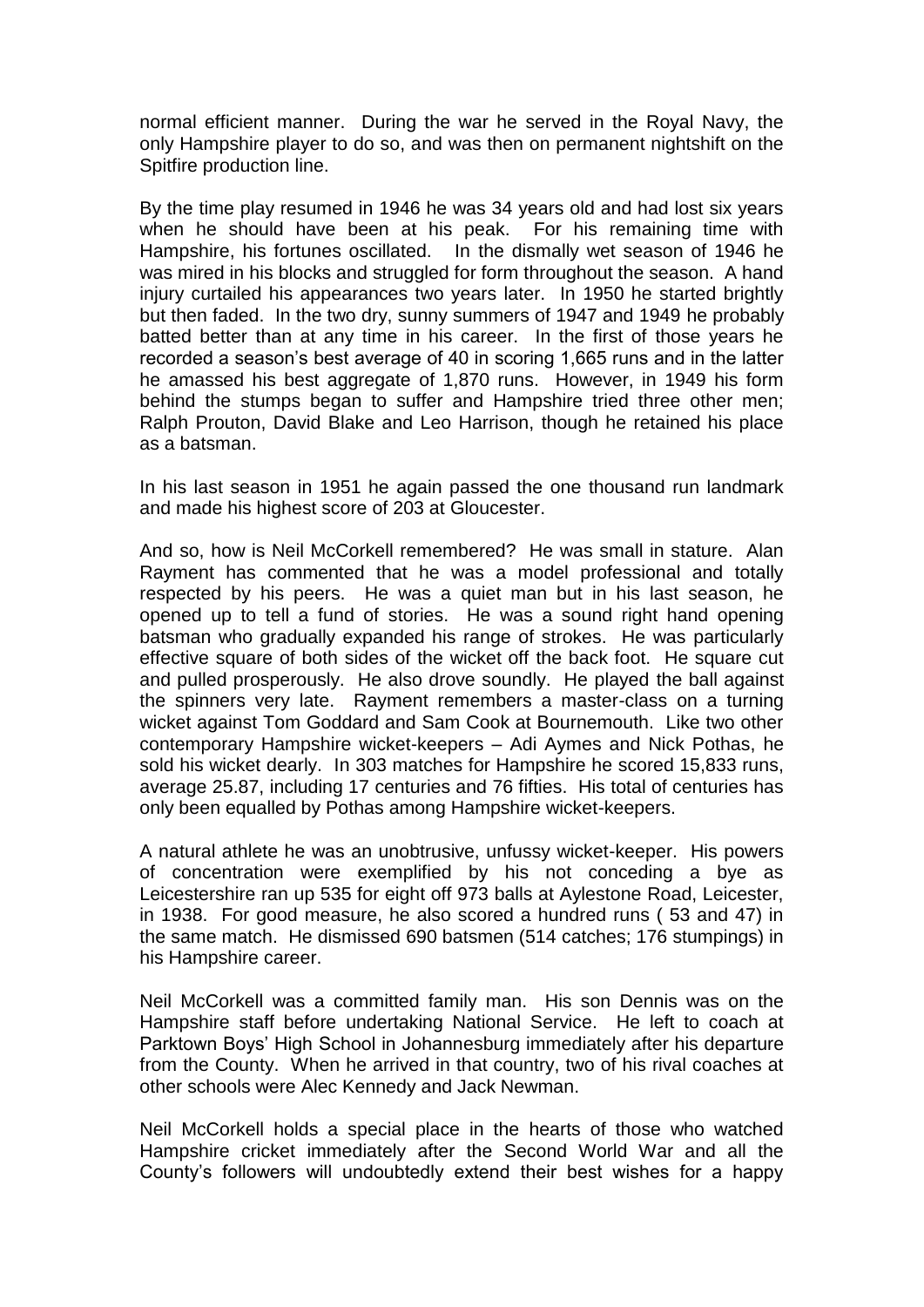normal efficient manner. During the war he served in the Royal Navy, the only Hampshire player to do so, and was then on permanent nightshift on the Spitfire production line.

By the time play resumed in 1946 he was 34 years old and had lost six years when he should have been at his peak. For his remaining time with Hampshire, his fortunes oscillated. In the dismally wet season of 1946 he was mired in his blocks and struggled for form throughout the season. A hand injury curtailed his appearances two years later. In 1950 he started brightly but then faded. In the two dry, sunny summers of 1947 and 1949 he probably batted better than at any time in his career. In the first of those years he recorded a season's best average of 40 in scoring 1,665 runs and in the latter he amassed his best aggregate of 1,870 runs. However, in 1949 his form behind the stumps began to suffer and Hampshire tried three other men; Ralph Prouton, David Blake and Leo Harrison, though he retained his place as a batsman.

In his last season in 1951 he again passed the one thousand run landmark and made his highest score of 203 at Gloucester.

And so, how is Neil McCorkell remembered? He was small in stature. Alan Rayment has commented that he was a model professional and totally respected by his peers. He was a quiet man but in his last season, he opened up to tell a fund of stories. He was a sound right hand opening batsman who gradually expanded his range of strokes. He was particularly effective square of both sides of the wicket off the back foot. He square cut and pulled prosperously. He also drove soundly. He played the ball against the spinners very late. Rayment remembers a master-class on a turning wicket against Tom Goddard and Sam Cook at Bournemouth. Like two other contemporary Hampshire wicket-keepers – Adi Aymes and Nick Pothas, he sold his wicket dearly. In 303 matches for Hampshire he scored 15,833 runs, average 25.87, including 17 centuries and 76 fifties. His total of centuries has only been equalled by Pothas among Hampshire wicket-keepers.

A natural athlete he was an unobtrusive, unfussy wicket-keeper. His powers of concentration were exemplified by his not conceding a bye as Leicestershire ran up 535 for eight off 973 balls at Aylestone Road, Leicester, in 1938. For good measure, he also scored a hundred runs ( 53 and 47) in the same match. He dismissed 690 batsmen (514 catches; 176 stumpings) in his Hampshire career.

Neil McCorkell was a committed family man. His son Dennis was on the Hampshire staff before undertaking National Service. He left to coach at Parktown Boys' High School in Johannesburg immediately after his departure from the County. When he arrived in that country, two of his rival coaches at other schools were Alec Kennedy and Jack Newman.

Neil McCorkell holds a special place in the hearts of those who watched Hampshire cricket immediately after the Second World War and all the County's followers will undoubtedly extend their best wishes for a happy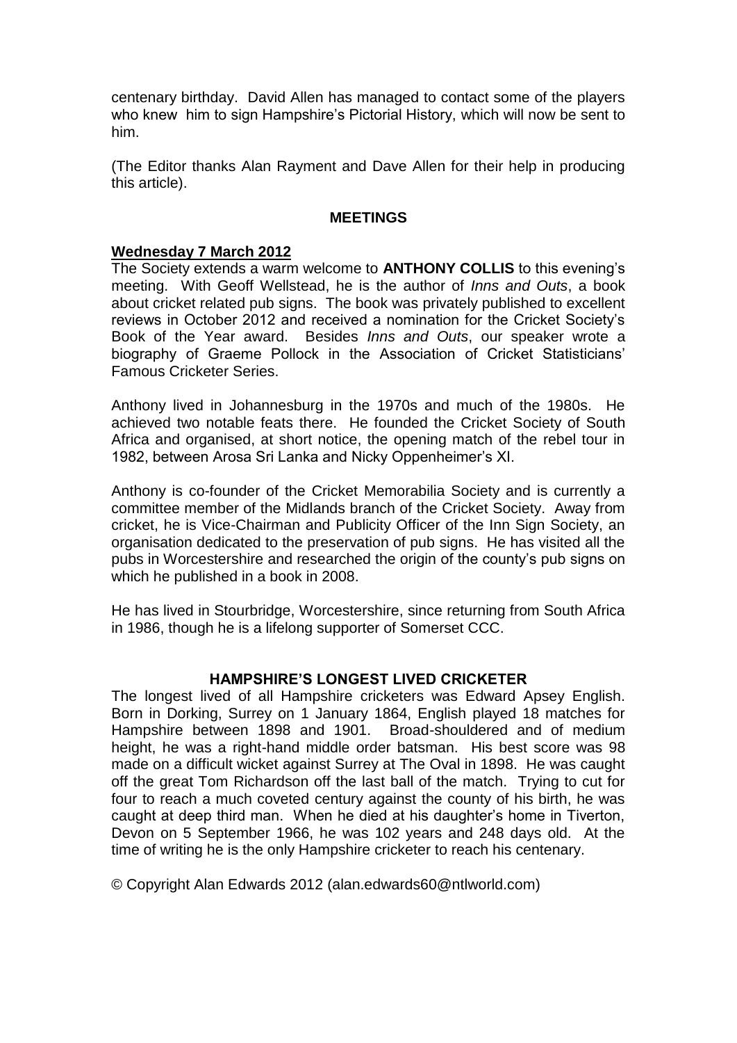centenary birthday. David Allen has managed to contact some of the players who knew him to sign Hampshire's Pictorial History, which will now be sent to him.

(The Editor thanks Alan Rayment and Dave Allen for their help in producing this article).

## MEETINGS

### Wednesday 7 March 2012

The Society extends a warm welcome to **ANTHONY COLLIS** to this evening's meeting. With Geoff Wellstead, he is the author of *Inns and Outs*, a book about cricket related pub signs. The book was privately published to excellent reviews in October 2012 and received a nomination for the Cricket Society's Book of the Year award. Besides *Inns and Outs*, our speaker wrote a biography of Graeme Pollock in the Association of Cricket Statisticians' Famous Cricketer Series.

Anthony lived in Johannesburg in the 1970s and much of the 1980s. He achieved two notable feats there. He founded the Cricket Society of South Africa and organised, at short notice, the opening match of the rebel tour in 1982, between Arosa Sri Lanka and Nicky Oppenheimer's XI.

Anthony is co-founder of the Cricket Memorabilia Society and is currently a committee member of the Midlands branch of the Cricket Society. Away from cricket, he is Vice-Chairman and Publicity Officer of the Inn Sign Society, an organisation dedicated to the preservation of pub signs. He has visited all the pubs in Worcestershire and researched the origin of the county's pub signs on which he published in a book in 2008.

He has lived in Stourbridge, Worcestershire, since returning from South Africa in 1986, though he is a lifelong supporter of Somerset CCC.

## HAMPSHIRE'S LONGEST LIVED CRICKETER

The longest lived of all Hampshire cricketers was Edward Apsey English. Born in Dorking, Surrey on 1 January 1864, English played 18 matches for Hampshire between 1898 and 1901. Broad-shouldered and of medium height, he was a right-hand middle order batsman. His best score was 98 made on a difficult wicket against Surrey at The Oval in 1898. He was caught off the great Tom Richardson off the last ball of the match. Trying to cut for four to reach a much coveted century against the county of his birth, he was caught at deep third man. When he died at his daughter's home in Tiverton, Devon on 5 September 1966, he was 102 years and 248 days old. At the time of writing he is the only Hampshire cricketer to reach his centenary.

© Copyright Alan Edwards 2012 (alan.edwards60@ntlworld.com)